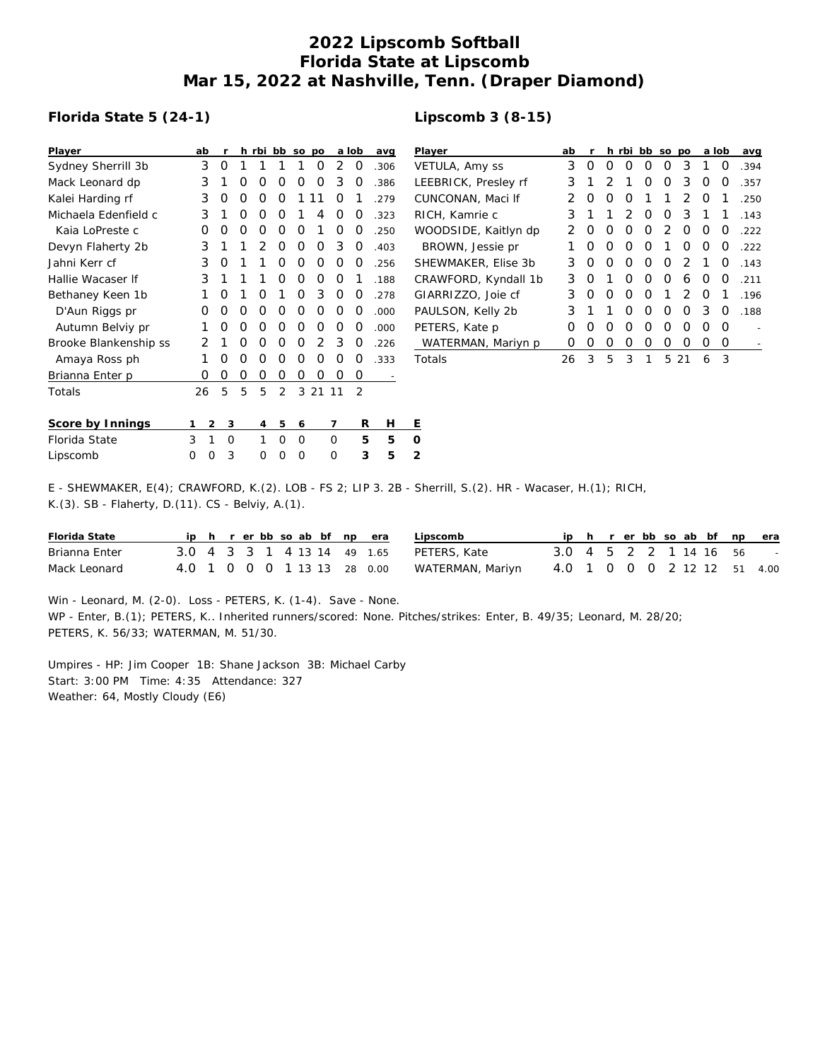# 2022 Lipscomb Softball
# Florida State at Lipscomb
# Mar 15, 2022 at Nashville, Tenn. (Draper Diamond)

## Florida State 5 (24-1)

| Player | ab | r | h | rbi | bb | so | po | a | lob | avg |
|---|---|---|---|---|---|---|---|---|---|---|
| Sydney Sherrill 3b | 3 | 0 | 1 | 1 | 1 | 1 | 0 | 2 | 0 | .306 |
| Mack Leonard dp | 3 | 1 | 0 | 0 | 0 | 0 | 0 | 3 | 0 | .386 |
| Kalei Harding rf | 3 | 0 | 0 | 0 | 0 | 1 | 11 | 0 | 1 | .279 |
| Michaela Edenfield c | 3 | 1 | 0 | 0 | 0 | 1 | 4 | 0 | 0 | .323 |
| Kaia LoPreste c | 0 | 0 | 0 | 0 | 0 | 0 | 1 | 0 | 0 | .250 |
| Devyn Flaherty 2b | 3 | 1 | 1 | 2 | 0 | 0 | 0 | 3 | 0 | .403 |
| Jahni Kerr cf | 3 | 0 | 1 | 1 | 0 | 0 | 0 | 0 | 0 | .256 |
| Hallie Wacaser lf | 3 | 1 | 1 | 1 | 0 | 0 | 0 | 0 | 1 | .188 |
| Bethaney Keen 1b | 1 | 0 | 1 | 0 | 1 | 0 | 3 | 0 | 0 | .278 |
| D'Aun Riggs pr | 0 | 0 | 0 | 0 | 0 | 0 | 0 | 0 | 0 | .000 |
| Autumn Belviy pr | 1 | 0 | 0 | 0 | 0 | 0 | 0 | 0 | 0 | .000 |
| Brooke Blankenship ss | 2 | 1 | 0 | 0 | 0 | 0 | 2 | 3 | 0 | .226 |
| Amaya Ross ph | 1 | 0 | 0 | 0 | 0 | 0 | 0 | 0 | 0 | .333 |
| Brianna Enter p | 0 | 0 | 0 | 0 | 0 | 0 | 0 | 0 | 0 | - |
| Totals | 26 | 5 | 5 | 5 | 2 | 3 | 21 | 11 | 2 | |

## Lipscomb 3 (8-15)

| Player | ab | r | h | rbi | bb | so | po | a | lob | avg |
|---|---|---|---|---|---|---|---|---|---|---|
| VETULA, Amy ss | 3 | 0 | 0 | 0 | 0 | 0 | 3 | 1 | 0 | .394 |
| LEEBRICK, Presley rf | 3 | 1 | 2 | 1 | 0 | 0 | 3 | 0 | 0 | .357 |
| CUNCONAN, Maci lf | 2 | 0 | 0 | 0 | 1 | 1 | 2 | 0 | 1 | .250 |
| RICH, Kamrie c | 3 | 1 | 1 | 2 | 0 | 0 | 3 | 1 | 1 | .143 |
| WOODSIDE, Kaitlyn dp | 2 | 0 | 0 | 0 | 0 | 2 | 0 | 0 | 0 | .222 |
| BROWN, Jessie pr | 1 | 0 | 0 | 0 | 0 | 1 | 0 | 0 | 0 | .222 |
| SHEWMAKER, Elise 3b | 3 | 0 | 0 | 0 | 0 | 0 | 2 | 1 | 0 | .143 |
| CRAWFORD, Kyndall 1b | 3 | 0 | 1 | 0 | 0 | 0 | 6 | 0 | 0 | .211 |
| GIARRIZZO, Joie cf | 3 | 0 | 0 | 0 | 0 | 1 | 2 | 0 | 1 | .196 |
| PAULSON, Kelly 2b | 3 | 1 | 1 | 0 | 0 | 0 | 0 | 3 | 0 | .188 |
| PETERS, Kate p | 0 | 0 | 0 | 0 | 0 | 0 | 0 | 0 | 0 | - |
| WATERMAN, Mariyn p | 0 | 0 | 0 | 0 | 0 | 0 | 0 | 0 | 0 | - |
| Totals | 26 | 3 | 5 | 3 | 1 | 5 | 21 | 6 | 3 | |

| Score by Innings | 1 | 2 | 3 | 4 | 5 | 6 | 7 | R | H | E |
|---|---|---|---|---|---|---|---|---|---|---|
| Florida State | 3 | 1 | 0 | 1 | 0 | 0 | 0 | 5 | 5 | 0 |
| Lipscomb | 0 | 0 | 3 | 0 | 0 | 0 | 0 | 3 | 5 | 2 |

E - SHEWMAKER, E(4); CRAWFORD, K.(2). LOB - FS 2; LIP 3. 2B - Sherrill, S.(2). HR - Wacaser, H.(1); RICH, K.(3). SB - Flaherty, D.(11). CS - Belviy, A.(1).

| Florida State | ip | h | r | er | bb | so | ab | bf | np | era |
|---|---|---|---|---|---|---|---|---|---|---|
| Brianna Enter | 3.0 | 4 | 3 | 3 | 1 | 4 | 13 | 14 | 49 | 1.65 |
| Mack Leonard | 4.0 | 1 | 0 | 0 | 0 | 1 | 13 | 13 | 28 | 0.00 |

| Lipscomb | ip | h | r | er | bb | so | ab | bf | np | era |
|---|---|---|---|---|---|---|---|---|---|---|
| PETERS, Kate | 3.0 | 4 | 5 | 2 | 2 | 1 | 14 | 16 | 56 | - |
| WATERMAN, Mariyn | 4.0 | 1 | 0 | 0 | 0 | 2 | 12 | 12 | 51 | 4.00 |

Win - Leonard, M. (2-0). Loss - PETERS, K. (1-4). Save - None.
WP - Enter, B.(1); PETERS, K.. Inherited runners/scored: None. Pitches/strikes: Enter, B. 49/35; Leonard, M. 28/20; PETERS, K. 56/33; WATERMAN, M. 51/30.

Umpires - HP: Jim Cooper 1B: Shane Jackson 3B: Michael Carby
Start: 3:00 PM Time: 4:35 Attendance: 327
Weather: 64, Mostly Cloudy (E6)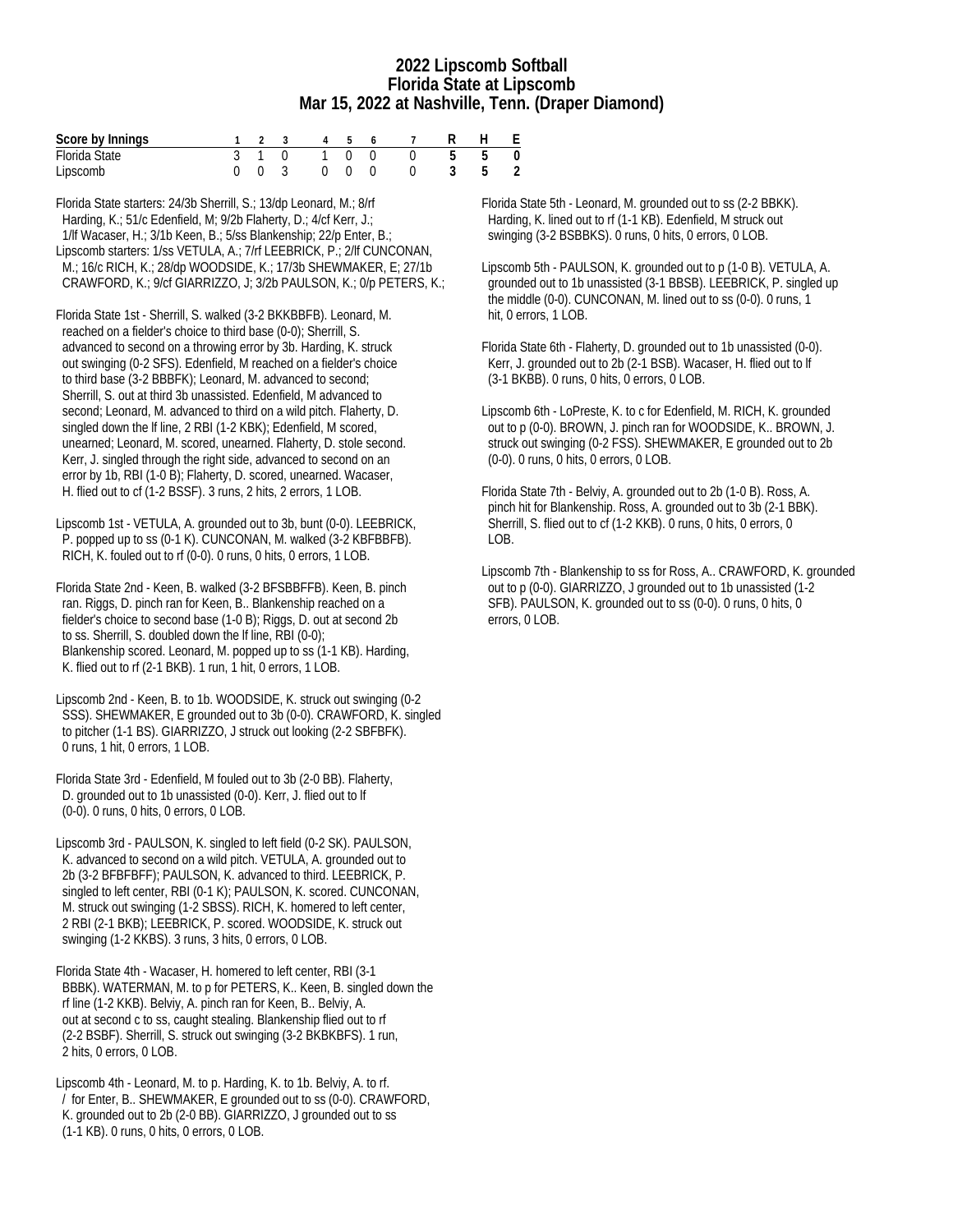# 2022 Lipscomb Softball
## Florida State at Lipscomb
### Mar 15, 2022 at Nashville, Tenn. (Draper Diamond)

| Score by Innings | 1 | 2 | 3 | 4 | 5 | 6 | 7 | R | H | E |
|---|---|---|---|---|---|---|---|---|---|---|
| Florida State | 3 | 1 | 0 | 1 | 0 | 0 | 0 | 5 | 5 | 0 |
| Lipscomb | 0 | 0 | 3 | 0 | 0 | 0 | 0 | 3 | 5 | 2 |

Florida State starters: 24/3b Sherrill, S.; 13/dp Leonard, M.; 8/rf Harding, K.; 51/c Edenfield, M; 9/2b Flaherty, D.; 4/cf Kerr, J.; 1/lf Wacaser, H.; 3/1b Keen, B.; 5/ss Blankenship; 22/p Enter, B.;

Lipscomb starters: 1/ss VETULA, A.; 7/rf LEEBRICK, P.; 2/lf CUNCONAN, M.; 16/c RICH, K.; 28/dp WOODSIDE, K.; 17/3b SHEWMAKER, E; 27/1b CRAWFORD, K.; 9/cf GIARRIZZO, J; 3/2b PAULSON, K.; 0/p PETERS, K.;

Florida State 1st - Sherrill, S. walked (3-2 BKKBBFB). Leonard, M. reached on a fielder's choice to third base (0-0); Sherrill, S. advanced to second on a throwing error by 3b. Harding, K. struck out swinging (0-2 SFS). Edenfield, M reached on a fielder's choice to third base (3-2 BBBFK); Leonard, M. advanced to second; Sherrill, S. out at third 3b unassisted. Edenfield, M advanced to second; Leonard, M. advanced to third on a wild pitch. Flaherty, D. singled down the lf line, 2 RBI (1-2 KBK); Edenfield, M scored, unearned; Leonard, M. scored, unearned. Flaherty, D. stole second. Kerr, J. singled through the right side, advanced to second on an error by 1b, RBI (1-0 B); Flaherty, D. scored, unearned. Wacaser, H. flied out to cf (1-2 BSSF). 3 runs, 2 hits, 2 errors, 1 LOB.

Lipscomb 1st - VETULA, A. grounded out to 3b, bunt (0-0). LEEBRICK, P. popped up to ss (0-1 K). CUNCONAN, M. walked (3-2 KBFBBFB). RICH, K. fouled out to rf (0-0). 0 runs, 0 hits, 0 errors, 1 LOB.

Florida State 2nd - Keen, B. walked (3-2 BFSBBFFB). Keen, B. pinch ran. Riggs, D. pinch ran for Keen, B.. Blankenship reached on a fielder's choice to second base (1-0 B); Riggs, D. out at second 2b to ss. Sherrill, S. doubled down the lf line, RBI (0-0); Blankenship scored. Leonard, M. popped up to ss (1-1 KB). Harding, K. flied out to rf (2-1 BKB). 1 run, 1 hit, 0 errors, 1 LOB.

Lipscomb 2nd - Keen, B. to 1b. WOODSIDE, K. struck out swinging (0-2 SSS). SHEWMAKER, E grounded out to 3b (0-0). CRAWFORD, K. singled to pitcher (1-1 BS). GIARRIZZO, J struck out looking (2-2 SBFBFK). 0 runs, 1 hit, 0 errors, 1 LOB.

Florida State 3rd - Edenfield, M fouled out to 3b (2-0 BB). Flaherty, D. grounded out to 1b unassisted (0-0). Kerr, J. flied out to lf (0-0). 0 runs, 0 hits, 0 errors, 0 LOB.

Lipscomb 3rd - PAULSON, K. singled to left field (0-2 SK). PAULSON, K. advanced to second on a wild pitch. VETULA, A. grounded out to 2b (3-2 BFBFBFF); PAULSON, K. advanced to third. LEEBRICK, P. singled to left center, RBI (0-1 K); PAULSON, K. scored. CUNCONAN, M. struck out swinging (1-2 SBSS). RICH, K. homered to left center, 2 RBI (2-1 BKB); LEEBRICK, P. scored. WOODSIDE, K. struck out swinging (1-2 KKBS). 3 runs, 3 hits, 0 errors, 0 LOB.

Florida State 4th - Wacaser, H. homered to left center, RBI (3-1 BBBK). WATERMAN, M. to p for PETERS, K.. Keen, B. singled down the rf line (1-2 KKB). Belviy, A. pinch ran for Keen, B.. Belviy, A. out at second c to ss, caught stealing. Blankenship flied out to rf (2-2 BSBF). Sherrill, S. struck out swinging (3-2 BKBKBFS). 1 run, 2 hits, 0 errors, 0 LOB.

Lipscomb 4th - Leonard, M. to p. Harding, K. to 1b. Belviy, A. to rf. / for Enter, B.. SHEWMAKER, E grounded out to ss (0-0). CRAWFORD, K. grounded out to 2b (2-0 BB). GIARRIZZO, J grounded out to ss (1-1 KB). 0 runs, 0 hits, 0 errors, 0 LOB.

Florida State 5th - Leonard, M. grounded out to ss (2-2 BBKK). Harding, K. lined out to rf (1-1 KB). Edenfield, M struck out swinging (3-2 BSBBKS). 0 runs, 0 hits, 0 errors, 0 LOB.

Lipscomb 5th - PAULSON, K. grounded out to p (1-0 B). VETULA, A. grounded out to 1b unassisted (3-1 BBSB). LEEBRICK, P. singled up the middle (0-0). CUNCONAN, M. lined out to ss (0-0). 0 runs, 1 hit, 0 errors, 1 LOB.

Florida State 6th - Flaherty, D. grounded out to 1b unassisted (0-0). Kerr, J. grounded out to 2b (2-1 BSB). Wacaser, H. flied out to lf (3-1 BKBB). 0 runs, 0 hits, 0 errors, 0 LOB.

Lipscomb 6th - LoPreste, K. to c for Edenfield, M. RICH, K. grounded out to p (0-0). BROWN, J. pinch ran for WOODSIDE, K.. BROWN, J. struck out swinging (0-2 FSS). SHEWMAKER, E grounded out to 2b (0-0). 0 runs, 0 hits, 0 errors, 0 LOB.

Florida State 7th - Belviy, A. grounded out to 2b (1-0 B). Ross, A. pinch hit for Blankenship. Ross, A. grounded out to 3b (2-1 BBK). Sherrill, S. flied out to cf (1-2 KKB). 0 runs, 0 hits, 0 errors, 0 LOB.

Lipscomb 7th - Blankenship to ss for Ross, A.. CRAWFORD, K. grounded out to p (0-0). GIARRIZZO, J grounded out to 1b unassisted (1-2 SFB). PAULSON, K. grounded out to ss (0-0). 0 runs, 0 hits, 0 errors, 0 LOB.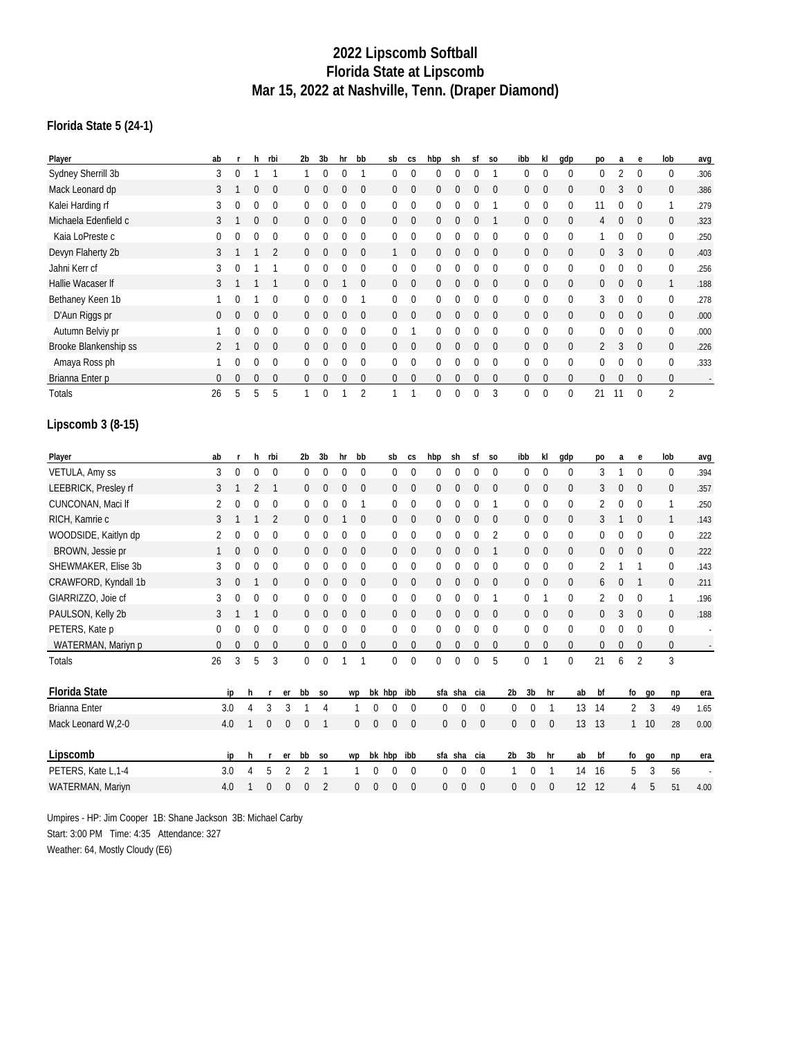# 2022 Lipscomb Softball
## Florida State at Lipscomb
## Mar 15, 2022 at Nashville, Tenn. (Draper Diamond)

### Florida State 5 (24-1)

| Player | ab | r | h | rbi | 2b | 3b | hr | bb | sb | cs | hbp | sh | sf | so | ibb | kl | gdp | po | a | e | lob | avg |
|---|---|---|---|---|---|---|---|---|---|---|---|---|---|---|---|---|---|---|---|---|---|---|
| Sydney Sherrill 3b | 3 | 0 | 1 | 1 | 1 | 0 | 0 | 1 | 0 | 0 | 0 | 0 | 0 | 1 | 0 | 0 | 0 | 0 | 2 | 0 | 0 | .306 |
| Mack Leonard dp | 3 | 1 | 0 | 0 | 0 | 0 | 0 | 0 | 0 | 0 | 0 | 0 | 0 | 0 | 0 | 0 | 0 | 0 | 3 | 0 | 0 | .386 |
| Kalei Harding rf | 3 | 0 | 0 | 0 | 0 | 0 | 0 | 0 | 0 | 0 | 0 | 0 | 0 | 1 | 0 | 0 | 0 | 11 | 0 | 0 | 1 | .279 |
| Michaela Edenfield c | 3 | 1 | 0 | 0 | 0 | 0 | 0 | 0 | 0 | 0 | 0 | 0 | 0 | 1 | 0 | 0 | 0 | 4 | 0 | 0 | 0 | .323 |
| Kaia LoPreste c | 0 | 0 | 0 | 0 | 0 | 0 | 0 | 0 | 0 | 0 | 0 | 0 | 0 | 0 | 0 | 0 | 0 | 1 | 0 | 0 | 0 | .250 |
| Devyn Flaherty 2b | 3 | 1 | 1 | 2 | 0 | 0 | 0 | 0 | 1 | 0 | 0 | 0 | 0 | 0 | 0 | 0 | 0 | 0 | 3 | 0 | 0 | .403 |
| Jahni Kerr cf | 3 | 0 | 1 | 1 | 0 | 0 | 0 | 0 | 0 | 0 | 0 | 0 | 0 | 0 | 0 | 0 | 0 | 0 | 0 | 0 | 0 | .256 |
| Hallie Wacaser lf | 3 | 1 | 1 | 1 | 0 | 0 | 1 | 0 | 0 | 0 | 0 | 0 | 0 | 0 | 0 | 0 | 0 | 0 | 0 | 0 | 1 | .188 |
| Bethaney Keen 1b | 1 | 0 | 1 | 0 | 0 | 0 | 0 | 1 | 0 | 0 | 0 | 0 | 0 | 0 | 0 | 0 | 0 | 3 | 0 | 0 | 0 | .278 |
| D'Aun Riggs pr | 0 | 0 | 0 | 0 | 0 | 0 | 0 | 0 | 0 | 0 | 0 | 0 | 0 | 0 | 0 | 0 | 0 | 0 | 0 | 0 | 0 | .000 |
| Autumn Belviy pr | 1 | 0 | 0 | 0 | 0 | 0 | 0 | 0 | 0 | 1 | 0 | 0 | 0 | 0 | 0 | 0 | 0 | 0 | 0 | 0 | 0 | .000 |
| Brooke Blankenship ss | 2 | 1 | 0 | 0 | 0 | 0 | 0 | 0 | 0 | 0 | 0 | 0 | 0 | 0 | 0 | 0 | 0 | 2 | 3 | 0 | 0 | .226 |
| Amaya Ross ph | 1 | 0 | 0 | 0 | 0 | 0 | 0 | 0 | 0 | 0 | 0 | 0 | 0 | 0 | 0 | 0 | 0 | 0 | 0 | 0 | 0 | .333 |
| Brianna Enter p | 0 | 0 | 0 | 0 | 0 | 0 | 0 | 0 | 0 | 0 | 0 | 0 | 0 | 0 | 0 | 0 | 0 | 0 | 0 | 0 | 0 | - |
| Totals | 26 | 5 | 5 | 5 | 1 | 0 | 1 | 2 | 1 | 1 | 0 | 0 | 0 | 3 | 0 | 0 | 0 | 21 | 11 | 0 | 2 | |

### Lipscomb 3 (8-15)

| Player | ab | r | h | rbi | 2b | 3b | hr | bb | sb | cs | hbp | sh | sf | so | ibb | kl | gdp | po | a | e | lob | avg |
|---|---|---|---|---|---|---|---|---|---|---|---|---|---|---|---|---|---|---|---|---|---|---|
| VETULA, Amy ss | 3 | 0 | 0 | 0 | 0 | 0 | 0 | 0 | 0 | 0 | 0 | 0 | 0 | 0 | 0 | 0 | 0 | 3 | 1 | 0 | 0 | .394 |
| LEEBRICK, Presley rf | 3 | 1 | 2 | 1 | 0 | 0 | 0 | 0 | 0 | 0 | 0 | 0 | 0 | 0 | 0 | 0 | 0 | 3 | 0 | 0 | 0 | .357 |
| CUNCONAN, Maci lf | 2 | 0 | 0 | 0 | 0 | 0 | 0 | 1 | 0 | 0 | 0 | 0 | 0 | 1 | 0 | 0 | 0 | 2 | 0 | 0 | 1 | .250 |
| RICH, Kamrie c | 3 | 1 | 1 | 2 | 0 | 0 | 1 | 0 | 0 | 0 | 0 | 0 | 0 | 0 | 0 | 0 | 0 | 3 | 1 | 0 | 1 | .143 |
| WOODSIDE, Kaitlyn dp | 2 | 0 | 0 | 0 | 0 | 0 | 0 | 0 | 0 | 0 | 0 | 0 | 0 | 2 | 0 | 0 | 0 | 0 | 0 | 0 | 0 | .222 |
| BROWN, Jessie pr | 1 | 0 | 0 | 0 | 0 | 0 | 0 | 0 | 0 | 0 | 0 | 0 | 0 | 1 | 0 | 0 | 0 | 0 | 0 | 0 | 0 | .222 |
| SHEWMAKER, Elise 3b | 3 | 0 | 0 | 0 | 0 | 0 | 0 | 0 | 0 | 0 | 0 | 0 | 0 | 0 | 0 | 0 | 0 | 2 | 1 | 1 | 0 | .143 |
| CRAWFORD, Kyndall 1b | 3 | 0 | 1 | 0 | 0 | 0 | 0 | 0 | 0 | 0 | 0 | 0 | 0 | 0 | 0 | 0 | 0 | 6 | 0 | 1 | 0 | .211 |
| GIARRIZZO, Joie cf | 3 | 0 | 0 | 0 | 0 | 0 | 0 | 0 | 0 | 0 | 0 | 0 | 0 | 1 | 0 | 1 | 0 | 2 | 0 | 0 | 1 | .196 |
| PAULSON, Kelly 2b | 3 | 1 | 1 | 0 | 0 | 0 | 0 | 0 | 0 | 0 | 0 | 0 | 0 | 0 | 0 | 0 | 0 | 0 | 3 | 0 | 0 | .188 |
| PETERS, Kate p | 0 | 0 | 0 | 0 | 0 | 0 | 0 | 0 | 0 | 0 | 0 | 0 | 0 | 0 | 0 | 0 | 0 | 0 | 0 | 0 | 0 | - |
| WATERMAN, Mariyn p | 0 | 0 | 0 | 0 | 0 | 0 | 0 | 0 | 0 | 0 | 0 | 0 | 0 | 0 | 0 | 0 | 0 | 0 | 0 | 0 | 0 | - |
| Totals | 26 | 3 | 5 | 3 | 0 | 0 | 1 | 1 | 0 | 0 | 0 | 0 | 0 | 5 | 0 | 1 | 0 | 21 | 6 | 2 | 3 | |

| Florida State | ip | h | r | er | bb | so | wp | bk | hbp | ibb | sfa | sha | cia | 2b | 3b | hr | ab | bf | fo | go | np | era |
|---|---|---|---|---|---|---|---|---|---|---|---|---|---|---|---|---|---|---|---|---|---|---|
| Brianna Enter | 3.0 | 4 | 3 | 3 | 1 | 4 | 1 | 0 | 0 | 0 | 0 | 0 | 0 | 0 | 0 | 1 | 13 | 14 | 2 | 3 | 49 | 1.65 |
| Mack Leonard W,2-0 | 4.0 | 1 | 0 | 0 | 0 | 1 | 0 | 0 | 0 | 0 | 0 | 0 | 0 | 0 | 0 | 0 | 13 | 13 | 1 | 10 | 28 | 0.00 |

| Lipscomb | ip | h | r | er | bb | so | wp | bk | hbp | ibb | sfa | sha | cia | 2b | 3b | hr | ab | bf | fo | go | np | era |
|---|---|---|---|---|---|---|---|---|---|---|---|---|---|---|---|---|---|---|---|---|---|---|
| PETERS, Kate L,1-4 | 3.0 | 4 | 5 | 2 | 2 | 1 | 1 | 0 | 0 | 0 | 0 | 0 | 0 | 1 | 0 | 1 | 14 | 16 | 5 | 3 | 56 | - |
| WATERMAN, Mariyn | 4.0 | 1 | 0 | 0 | 0 | 2 | 0 | 0 | 0 | 0 | 0 | 0 | 0 | 0 | 0 | 0 | 12 | 12 | 4 | 5 | 51 | 4.00 |

Umpires - HP: Jim Cooper 1B: Shane Jackson 3B: Michael Carby
Start: 3:00 PM Time: 4:35 Attendance: 327
Weather: 64, Mostly Cloudy (E6)